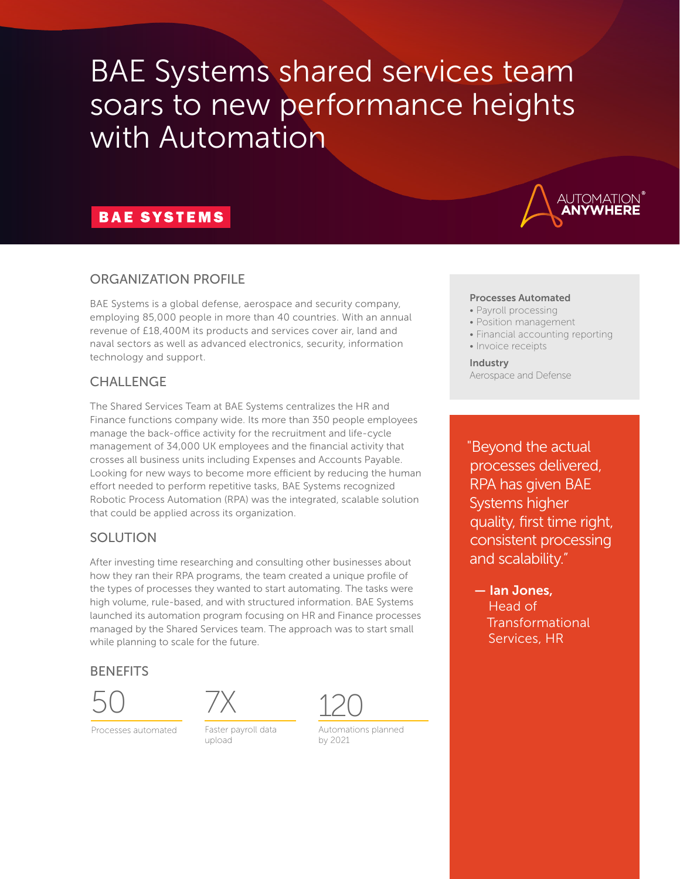# BAE Systems shared services team soars to new performance heights with Automation

BAE SYSTEMS

AUTOMATION ANYWHERE

## ORGANIZATION PROFILE

BAE Systems is a global defense, aerospace and security company, employing 85,000 people in more than 40 countries. With an annual revenue of £18,400M its products and services cover air, land and naval sectors as well as advanced electronics, security, information technology and support.

## CHALLENGE

The Shared Services Team at BAE Systems centralizes the HR and Finance functions company wide. Its more than 350 people employees manage the back-office activity for the recruitment and life-cycle management of 34,000 UK employees and the financial activity that crosses all business units including Expenses and Accounts Payable. Looking for new ways to become more efficient by reducing the human effort needed to perform repetitive tasks, BAE Systems recognized Robotic Process Automation (RPA) was the integrated, scalable solution that could be applied across its organization.

## SOLUTION

After investing time researching and consulting other businesses about how they ran their RPA programs, the team created a unique profile of the types of processes they wanted to start automating. The tasks were high volume, rule-based, and with structured information. BAE Systems launched its automation program focusing on HR and Finance processes managed by the Shared Services team. The approach was to start small while planning to scale for the future.

## BENEFITS

**50**
Processes automated

**7X**
Faster payroll data upload

**120**
Automations planned by 2021

**Processes Automated**

- Payroll processing
- Position management
- Financial accounting reporting
- Invoice receipts

**Industry**

Aerospace and Defense

> "Beyond the actual processes delivered, RPA has given BAE Systems higher quality, first time right, consistent processing and scalability."
>
> **— Ian Jones,** Head of Transformational Services, HR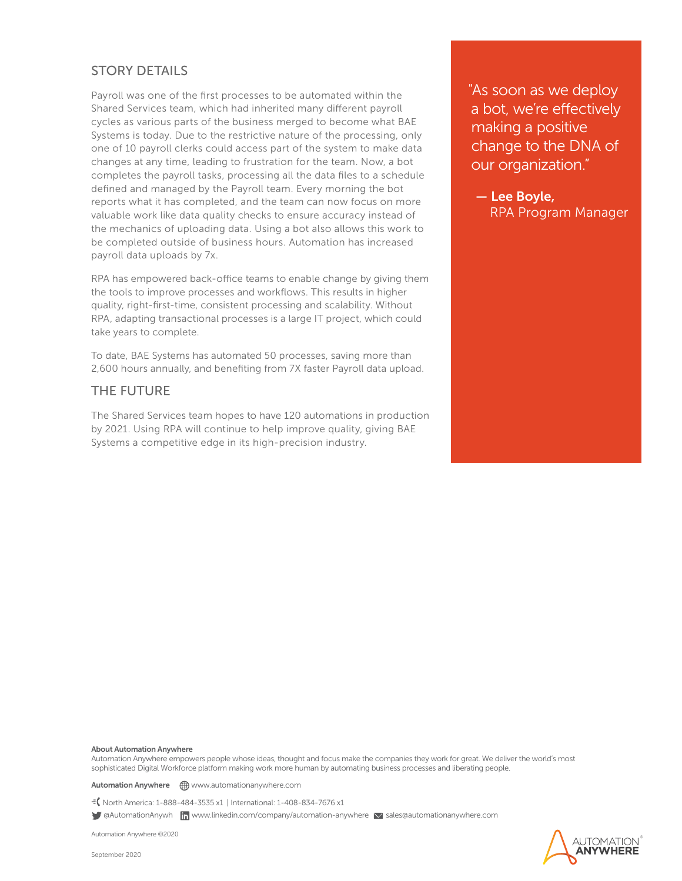## STORY DETAILS

Payroll was one of the first processes to be automated within the Shared Services team, which had inherited many different payroll cycles as various parts of the business merged to become what BAE Systems is today. Due to the restrictive nature of the processing, only one of 10 payroll clerks could access part of the system to make data changes at any time, leading to frustration for the team. Now, a bot completes the payroll tasks, processing all the data files to a schedule defined and managed by the Payroll team. Every morning the bot reports what it has completed, and the team can now focus on more valuable work like data quality checks to ensure accuracy instead of the mechanics of uploading data. Using a bot also allows this work to be completed outside of business hours. Automation has increased payroll data uploads by 7x.

RPA has empowered back-office teams to enable change by giving them the tools to improve processes and workflows. This results in higher quality, right-first-time, consistent processing and scalability. Without RPA, adapting transactional processes is a large IT project, which could take years to complete.

To date, BAE Systems has automated 50 processes, saving more than 2,600 hours annually, and benefiting from 7X faster Payroll data upload.

## THE FUTURE

The Shared Services team hopes to have 120 automations in production by 2021. Using RPA will continue to help improve quality, giving BAE Systems a competitive edge in its high-precision industry.

"As soon as we deploy a bot, we're effectively making a positive change to the DNA of our organization."

— **Lee Boyle,**
RPA Program Manager

**About Automation Anywhere**
Automation Anywhere empowers people whose ideas, thought and focus make the companies they work for great. We deliver the world's most sophisticated Digital Workforce platform making work more human by automating business processes and liberating people.

**Automation Anywhere** www.automationanywhere.com

North America: 1-888-484-3535 x1 | International: 1-408-834-7676 x1

@AutomationAnywh www.linkedin.com/company/automation-anywhere sales@automationanywhere.com

Automation Anywhere ©2020

September 2020